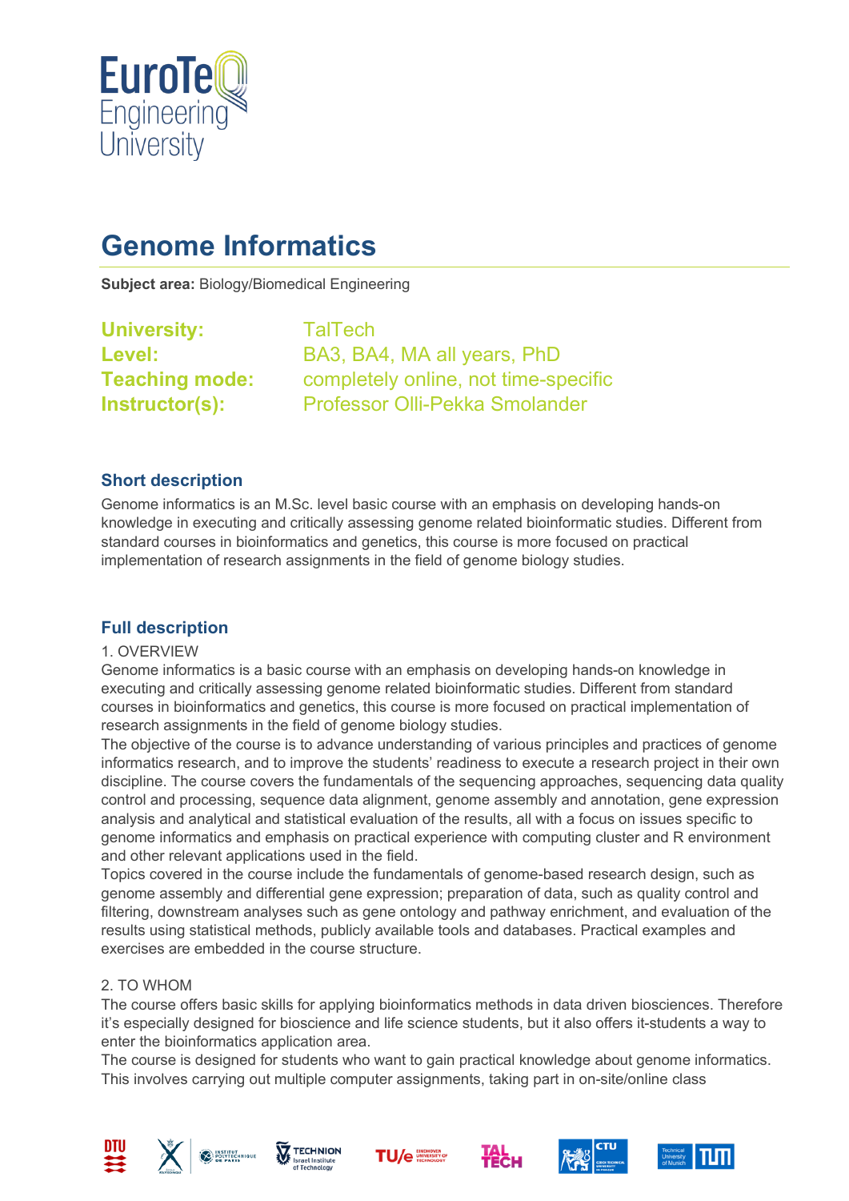# Genome Informatics

**Subject area:** Biology/Biomedical Engineering

**University:** TalTech
**Level:** BA3, BA4, MA all years, PhD
**Teaching mode:** completely online, not time-specific
**Instructor(s):** Professor Olli-Pekka Smolander

## Short description

Genome informatics is an M.Sc. level basic course with an emphasis on developing hands-on knowledge in executing and critically assessing genome related bioinformatic studies. Different from standard courses in bioinformatics and genetics, this course is more focused on practical implementation of research assignments in the field of genome biology studies.

## Full description

1. OVERVIEW

Genome informatics is a basic course with an emphasis on developing hands-on knowledge in executing and critically assessing genome related bioinformatic studies. Different from standard courses in bioinformatics and genetics, this course is more focused on practical implementation of research assignments in the field of genome biology studies.

The objective of the course is to advance understanding of various principles and practices of genome informatics research, and to improve the students' readiness to execute a research project in their own discipline. The course covers the fundamentals of the sequencing approaches, sequencing data quality control and processing, sequence data alignment, genome assembly and annotation, gene expression analysis and analytical and statistical evaluation of the results, all with a focus on issues specific to genome informatics and emphasis on practical experience with computing cluster and R environment and other relevant applications used in the field.

Topics covered in the course include the fundamentals of genome-based research design, such as genome assembly and differential gene expression; preparation of data, such as quality control and filtering, downstream analyses such as gene ontology and pathway enrichment, and evaluation of the results using statistical methods, publicly available tools and databases. Practical examples and exercises are embedded in the course structure.

2. TO WHOM

The course offers basic skills for applying bioinformatics methods in data driven biosciences. Therefore it's especially designed for bioscience and life science students, but it also offers it-students a way to enter the bioinformatics application area.

The course is designed for students who want to gain practical knowledge about genome informatics. This involves carrying out multiple computer assignments, taking part in on-site/online class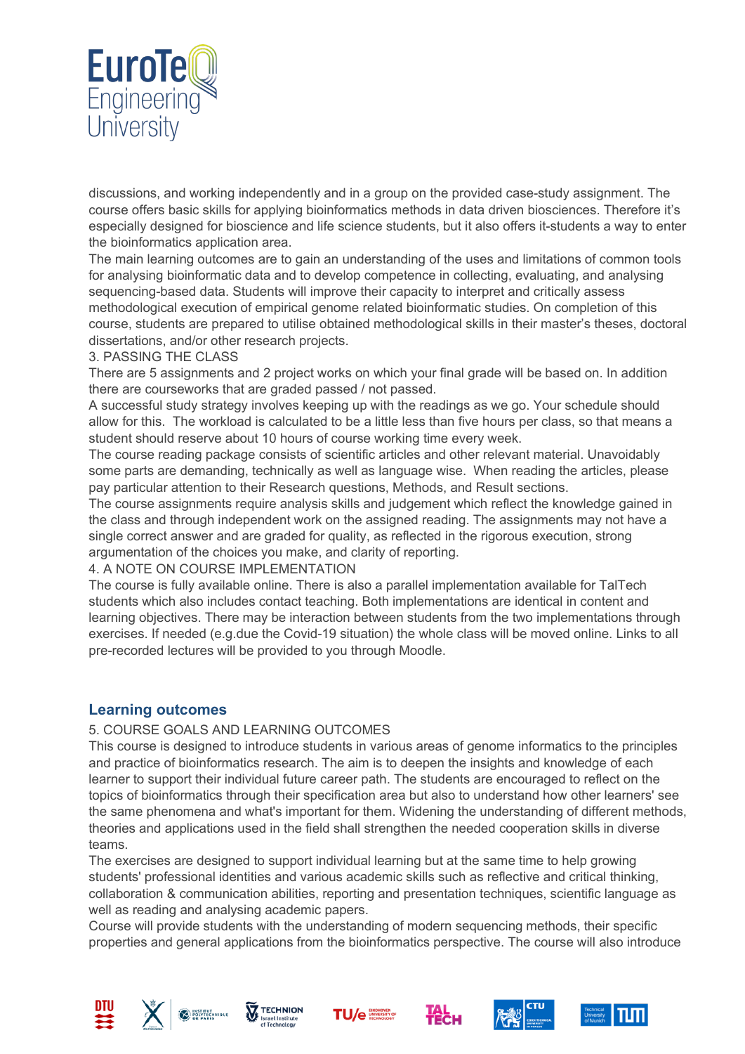discussions, and working independently and in a group on the provided case-study assignment. The course offers basic skills for applying bioinformatics methods in data driven biosciences. Therefore it's especially designed for bioscience and life science students, but it also offers it-students a way to enter the bioinformatics application area.

The main learning outcomes are to gain an understanding of the uses and limitations of common tools for analysing bioinformatic data and to develop competence in collecting, evaluating, and analysing sequencing-based data. Students will improve their capacity to interpret and critically assess methodological execution of empirical genome related bioinformatic studies. On completion of this course, students are prepared to utilise obtained methodological skills in their master's theses, doctoral dissertations, and/or other research projects.

3. PASSING THE CLASS

There are 5 assignments and 2 project works on which your final grade will be based on. In addition there are courseworks that are graded passed / not passed.

A successful study strategy involves keeping up with the readings as we go. Your schedule should allow for this. The workload is calculated to be a little less than five hours per class, so that means a student should reserve about 10 hours of course working time every week.

The course reading package consists of scientific articles and other relevant material. Unavoidably some parts are demanding, technically as well as language wise. When reading the articles, please pay particular attention to their Research questions, Methods, and Result sections.

The course assignments require analysis skills and judgement which reflect the knowledge gained in the class and through independent work on the assigned reading. The assignments may not have a single correct answer and are graded for quality, as reflected in the rigorous execution, strong argumentation of the choices you make, and clarity of reporting.

4. A NOTE ON COURSE IMPLEMENTATION

The course is fully available online. There is also a parallel implementation available for TalTech students which also includes contact teaching. Both implementations are identical in content and learning objectives. There may be interaction between students from the two implementations through exercises. If needed (e.g.due the Covid-19 situation) the whole class will be moved online. Links to all pre-recorded lectures will be provided to you through Moodle.

## Learning outcomes

5. COURSE GOALS AND LEARNING OUTCOMES

This course is designed to introduce students in various areas of genome informatics to the principles and practice of bioinformatics research. The aim is to deepen the insights and knowledge of each learner to support their individual future career path. The students are encouraged to reflect on the topics of bioinformatics through their specification area but also to understand how other learners' see the same phenomena and what's important for them. Widening the understanding of different methods, theories and applications used in the field shall strengthen the needed cooperation skills in diverse teams.

The exercises are designed to support individual learning but at the same time to help growing students' professional identities and various academic skills such as reflective and critical thinking, collaboration & communication abilities, reporting and presentation techniques, scientific language as well as reading and analysing academic papers.

Course will provide students with the understanding of modern sequencing methods, their specific properties and general applications from the bioinformatics perspective. The course will also introduce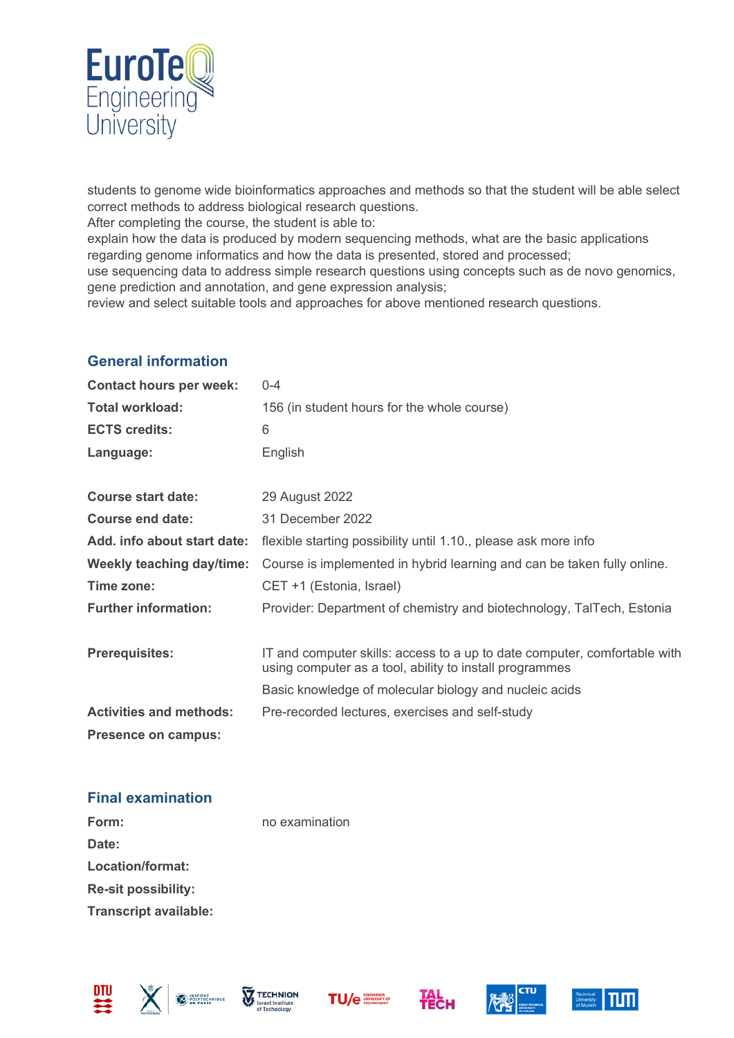students to genome wide bioinformatics approaches and methods so that the student will be able select correct methods to address biological research questions.
After completing the course, the student is able to:
explain how the data is produced by modern sequencing methods, what are the basic applications regarding genome informatics and how the data is presented, stored and processed;
use sequencing data to address simple research questions using concepts such as de novo genomics, gene prediction and annotation, and gene expression analysis;
review and select suitable tools and approaches for above mentioned research questions.

## General information

| | |
|---|---|
| **Contact hours per week:** | 0-4 |
| **Total workload:** | 156 (in student hours for the whole course) |
| **ECTS credits:** | 6 |
| **Language:** | English |
| **Course start date:** | 29 August 2022 |
| **Course end date:** | 31 December 2022 |
| **Add. info about start date:** | flexible starting possibility until 1.10., please ask more info |
| **Weekly teaching day/time:** | Course is implemented in hybrid learning and can be taken fully online. |
| **Time zone:** | CET +1 (Estonia, Israel) |
| **Further information:** | Provider: Department of chemistry and biotechnology, TalTech, Estonia |
| **Prerequisites:** | IT and computer skills: access to a up to date computer, comfortable with using computer as a tool, ability to install programmes<br>Basic knowledge of molecular biology and nucleic acids |
| **Activities and methods:** | Pre-recorded lectures, exercises and self-study |
| **Presence on campus:** | |

## Final examination

| | |
|---|---|
| **Form:** | no examination |
| **Date:** | |
| **Location/format:** | |
| **Re-sit possibility:** | |
| **Transcript available:** | |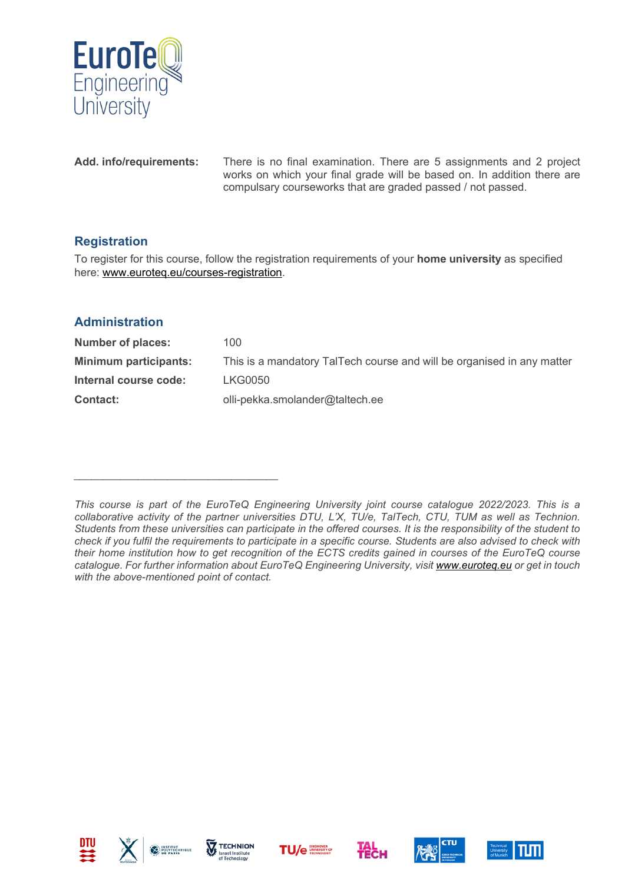| | |
|---|---|
| **Add. info/requirements:** | There is no final examination. There are 5 assignments and 2 project works on which your final grade will be based on. In addition there are compulsary courseworks that are graded passed / not passed. |

## Registration

To register for this course, follow the registration requirements of your **home university** as specified here: www.euroteq.eu/courses-registration.

## Administration

| | |
|---|---|
| **Number of places:** | 100 |
| **Minimum participants:** | This is a mandatory TalTech course and will be organised in any matter |
| **Internal course code:** | LKG0050 |
| **Contact:** | olli-pekka.smolander@taltech.ee |

___________________________________

*This course is part of the EuroTeQ Engineering University joint course catalogue 2022/2023. This is a collaborative activity of the partner universities DTU, L'X, TU/e, TalTech, CTU, TUM as well as Technion. Students from these universities can participate in the offered courses. It is the responsibility of the student to check if you fulfil the requirements to participate in a specific course. Students are also advised to check with their home institution how to get recognition of the ECTS credits gained in courses of the EuroTeQ course catalogue. For further information about EuroTeQ Engineering University, visit www.euroteq.eu or get in touch with the above-mentioned point of contact.*